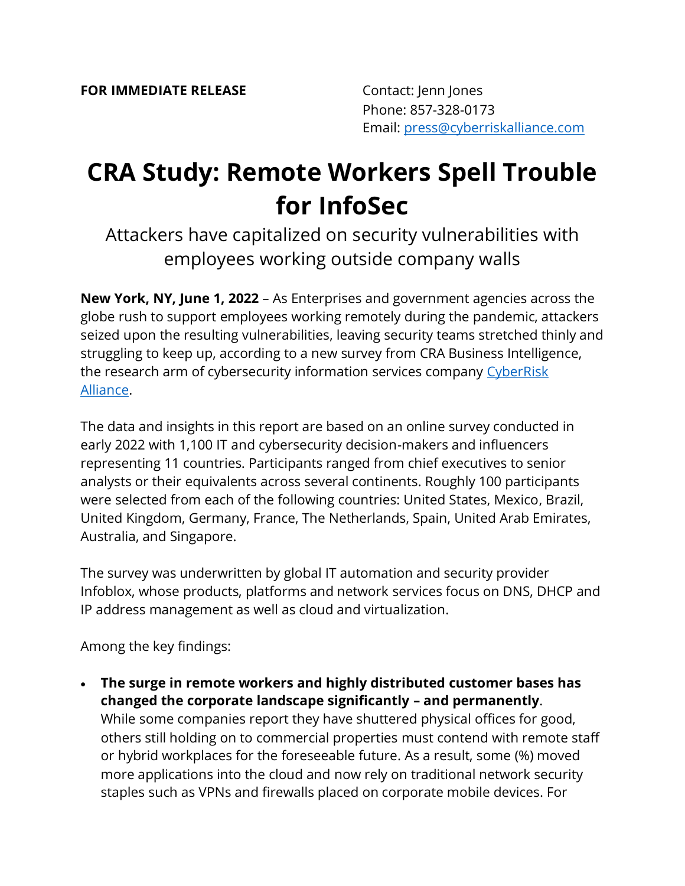**FOR IMMEDIATE RELEASE**

Contact: Jenn Jones
Phone: 857-328-0173
Email: [press@cyberriskalliance.com](mailto:press@cyberriskalliance.com)

# CRA Study: Remote Workers Spell Trouble for InfoSec

## Attackers have capitalized on security vulnerabilities with employees working outside company walls

**New York, NY, June 1, 2022** – As Enterprises and government agencies across the globe rush to support employees working remotely during the pandemic, attackers seized upon the resulting vulnerabilities, leaving security teams stretched thinly and struggling to keep up, according to a new survey from CRA Business Intelligence, the research arm of cybersecurity information services company [CyberRisk Alliance](https://www.cyberriskalliance.com).

The data and insights in this report are based on an online survey conducted in early 2022 with 1,100 IT and cybersecurity decision-makers and influencers representing 11 countries. Participants ranged from chief executives to senior analysts or their equivalents across several continents. Roughly 100 participants were selected from each of the following countries: United States, Mexico, Brazil, United Kingdom, Germany, France, The Netherlands, Spain, United Arab Emirates, Australia, and Singapore.

The survey was underwritten by global IT automation and security provider Infoblox, whose products, platforms and network services focus on DNS, DHCP and IP address management as well as cloud and virtualization.

Among the key findings:

- **The surge in remote workers and highly distributed customer bases has changed the corporate landscape significantly – and permanently**.
  While some companies report they have shuttered physical offices for good, others still holding on to commercial properties must contend with remote staff or hybrid workplaces for the foreseeable future. As a result, some (%) moved more applications into the cloud and now rely on traditional network security staples such as VPNs and firewalls placed on corporate mobile devices. For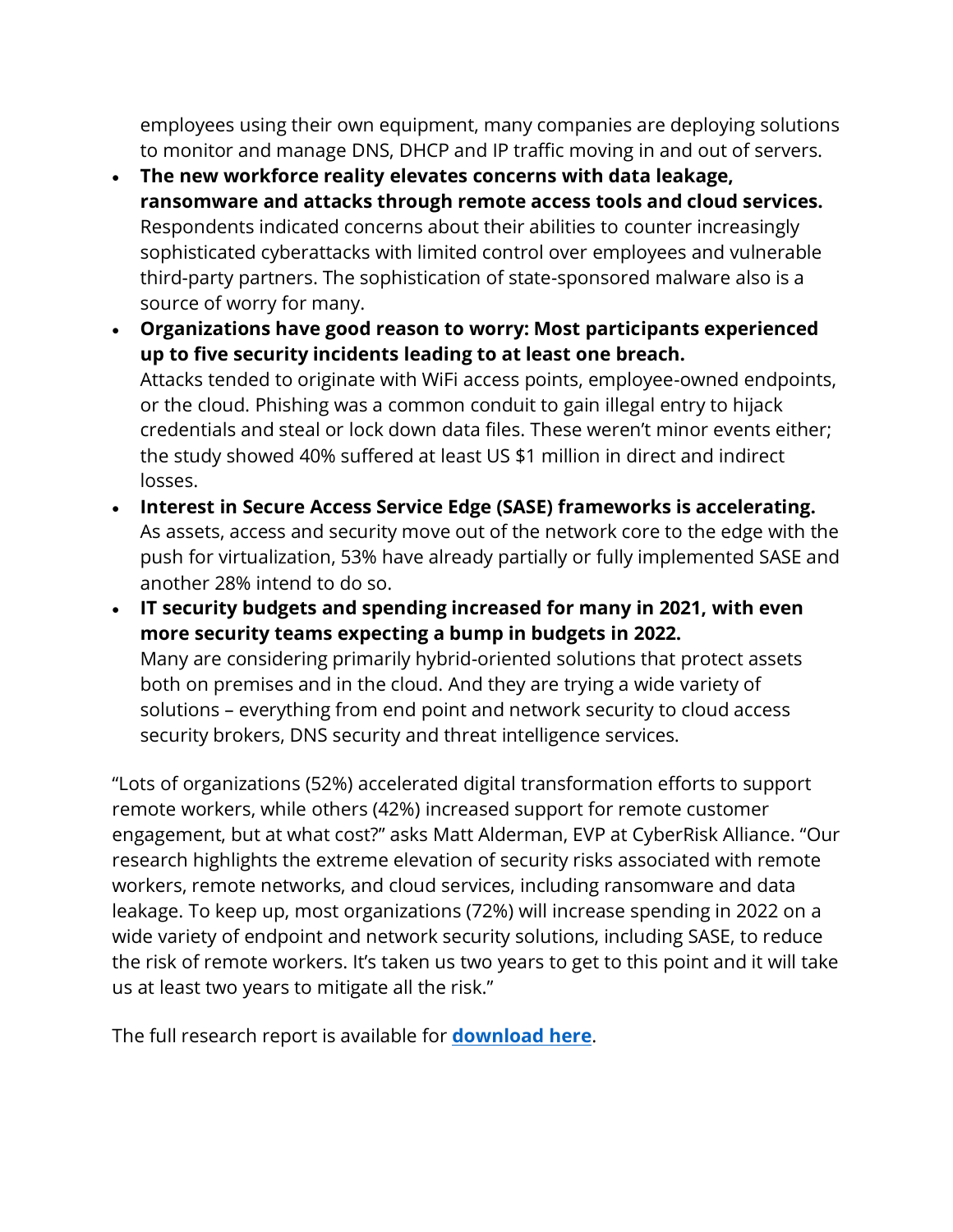employees using their own equipment, many companies are deploying solutions to monitor and manage DNS, DHCP and IP traffic moving in and out of servers.

- **The new workforce reality elevates concerns with data leakage, ransomware and attacks through remote access tools and cloud services.** Respondents indicated concerns about their abilities to counter increasingly sophisticated cyberattacks with limited control over employees and vulnerable third-party partners. The sophistication of state-sponsored malware also is a source of worry for many.
- **Organizations have good reason to worry: Most participants experienced up to five security incidents leading to at least one breach.** Attacks tended to originate with WiFi access points, employee-owned endpoints, or the cloud. Phishing was a common conduit to gain illegal entry to hijack credentials and steal or lock down data files. These weren't minor events either; the study showed 40% suffered at least US $1 million in direct and indirect losses.
- **Interest in Secure Access Service Edge (SASE) frameworks is accelerating.** As assets, access and security move out of the network core to the edge with the push for virtualization, 53% have already partially or fully implemented SASE and another 28% intend to do so.
- **IT security budgets and spending increased for many in 2021, with even more security teams expecting a bump in budgets in 2022.** Many are considering primarily hybrid-oriented solutions that protect assets both on premises and in the cloud. And they are trying a wide variety of solutions – everything from end point and network security to cloud access security brokers, DNS security and threat intelligence services.

"Lots of organizations (52%) accelerated digital transformation efforts to support remote workers, while others (42%) increased support for remote customer engagement, but at what cost?" asks Matt Alderman, EVP at CyberRisk Alliance. "Our research highlights the extreme elevation of security risks associated with remote workers, remote networks, and cloud services, including ransomware and data leakage. To keep up, most organizations (72%) will increase spending in 2022 on a wide variety of endpoint and network security solutions, including SASE, to reduce the risk of remote workers. It's taken us two years to get to this point and it will take us at least two years to mitigate all the risk."

The full research report is available for **download here**.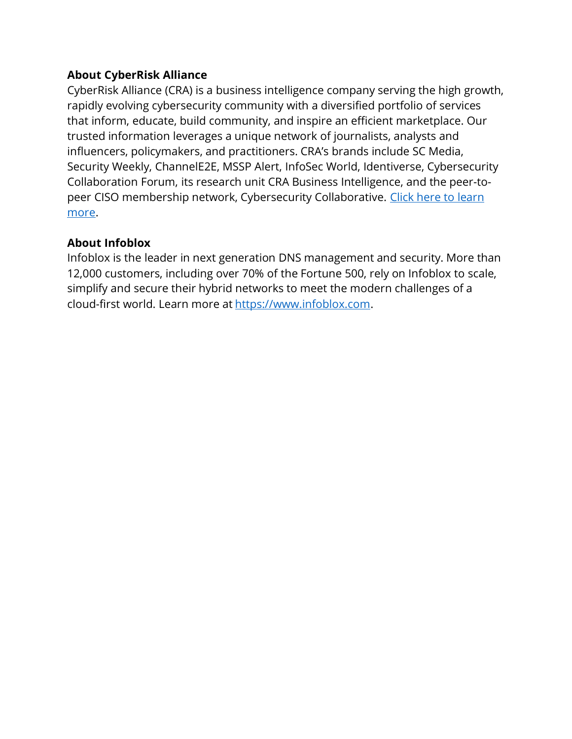**About CyberRisk Alliance**

CyberRisk Alliance (CRA) is a business intelligence company serving the high growth, rapidly evolving cybersecurity community with a diversified portfolio of services that inform, educate, build community, and inspire an efficient marketplace. Our trusted information leverages a unique network of journalists, analysts and influencers, policymakers, and practitioners. CRA's brands include SC Media, Security Weekly, ChannelE2E, MSSP Alert, InfoSec World, Identiverse, Cybersecurity Collaboration Forum, its research unit CRA Business Intelligence, and the peer-to-peer CISO membership network, Cybersecurity Collaborative. Click here to learn more.

**About Infoblox**

Infoblox is the leader in next generation DNS management and security. More than 12,000 customers, including over 70% of the Fortune 500, rely on Infoblox to scale, simplify and secure their hybrid networks to meet the modern challenges of a cloud-first world. Learn more at https://www.infoblox.com.